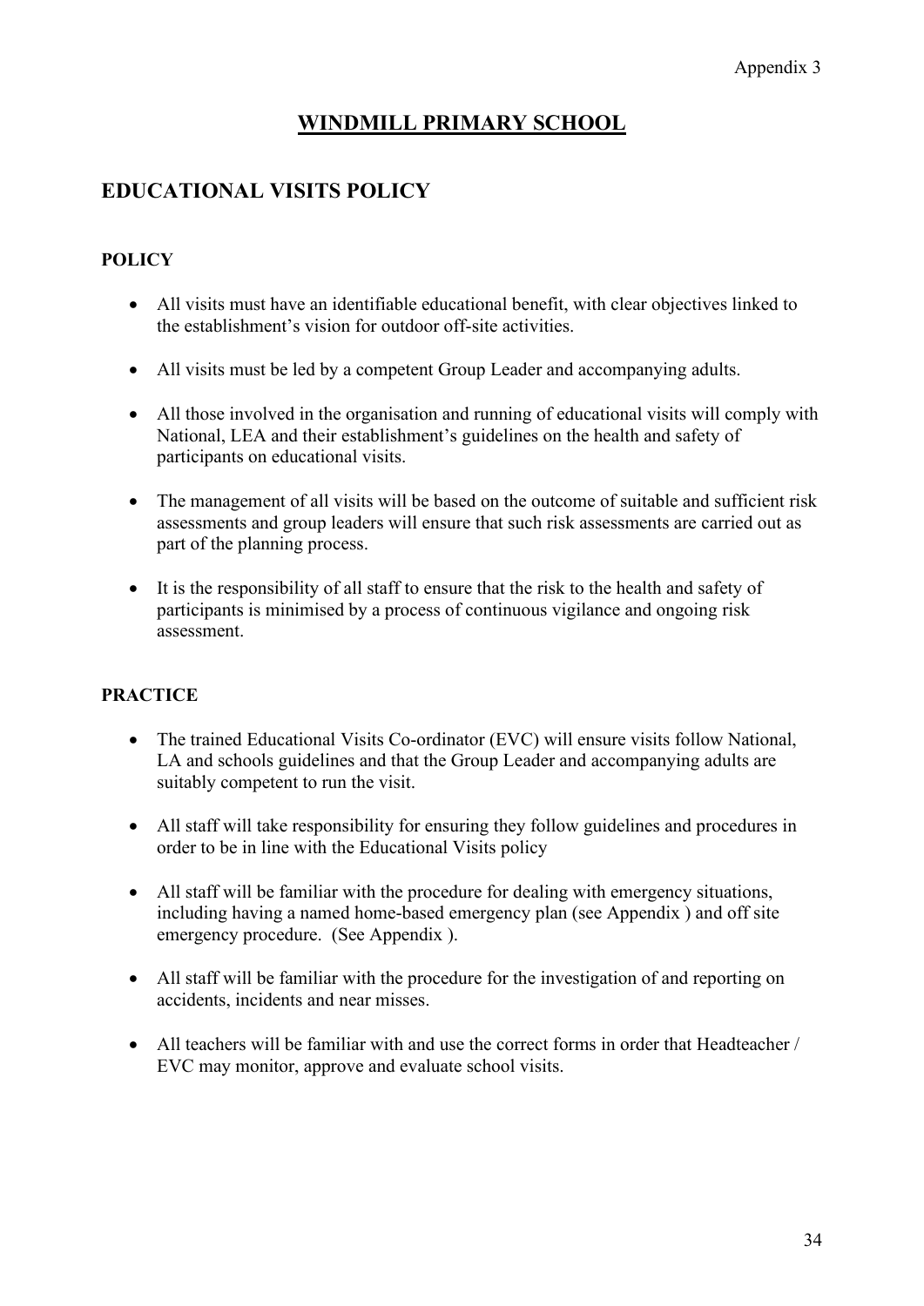Appendix 3

# WINDMILL PRIMARY SCHOOL

## EDUCATIONAL VISITS POLICY

### POLICY

- All visits must have an identifiable educational benefit, with clear objectives linked to the establishment's vision for outdoor off-site activities.
- All visits must be led by a competent Group Leader and accompanying adults.
- All those involved in the organisation and running of educational visits will comply with National, LEA and their establishment's guidelines on the health and safety of participants on educational visits.
- The management of all visits will be based on the outcome of suitable and sufficient risk assessments and group leaders will ensure that such risk assessments are carried out as part of the planning process.
- It is the responsibility of all staff to ensure that the risk to the health and safety of participants is minimised by a process of continuous vigilance and ongoing risk assessment.

### PRACTICE

- The trained Educational Visits Co-ordinator (EVC) will ensure visits follow National, LA and schools guidelines and that the Group Leader and accompanying adults are suitably competent to run the visit.
- All staff will take responsibility for ensuring they follow guidelines and procedures in order to be in line with the Educational Visits policy
- All staff will be familiar with the procedure for dealing with emergency situations, including having a named home-based emergency plan (see Appendix ) and off site emergency procedure. (See Appendix ).
- All staff will be familiar with the procedure for the investigation of and reporting on accidents, incidents and near misses.
- All teachers will be familiar with and use the correct forms in order that Headteacher / EVC may monitor, approve and evaluate school visits.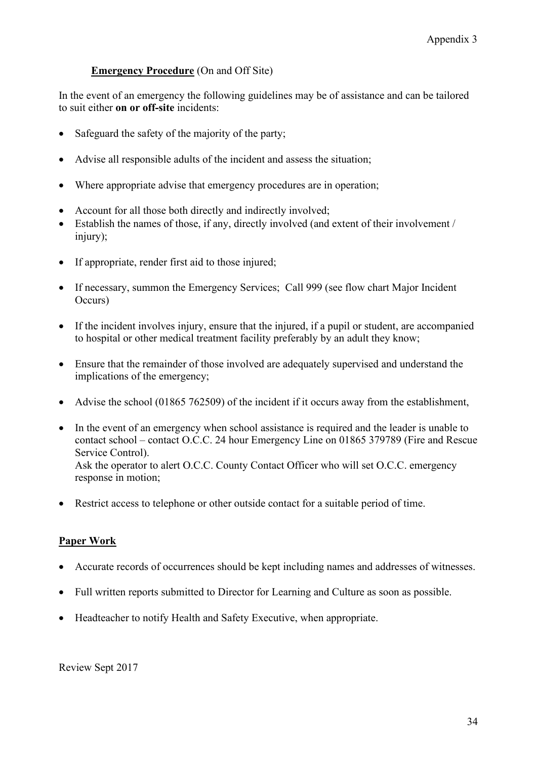Appendix 3

## **Emergency Procedure** (On and Off Site)

In the event of an emergency the following guidelines may be of assistance and can be tailored to suit either **on or off-site** incidents:

- Safeguard the safety of the majority of the party;
- Advise all responsible adults of the incident and assess the situation;
- Where appropriate advise that emergency procedures are in operation;
- Account for all those both directly and indirectly involved;
- Establish the names of those, if any, directly involved (and extent of their involvement / injury);
- If appropriate, render first aid to those injured;
- If necessary, summon the Emergency Services; Call 999 (see flow chart Major Incident Occurs)
- If the incident involves injury, ensure that the injured, if a pupil or student, are accompanied to hospital or other medical treatment facility preferably by an adult they know;
- Ensure that the remainder of those involved are adequately supervised and understand the implications of the emergency;
- Advise the school (01865 762509) of the incident if it occurs away from the establishment,
- In the event of an emergency when school assistance is required and the leader is unable to contact school – contact O.C.C. 24 hour Emergency Line on 01865 379789 (Fire and Rescue Service Control).
  Ask the operator to alert O.C.C. County Contact Officer who will set O.C.C. emergency response in motion;
- Restrict access to telephone or other outside contact for a suitable period of time.

## **Paper Work**

- Accurate records of occurrences should be kept including names and addresses of witnesses.
- Full written reports submitted to Director for Learning and Culture as soon as possible.
- Headteacher to notify Health and Safety Executive, when appropriate.

Review Sept 2017